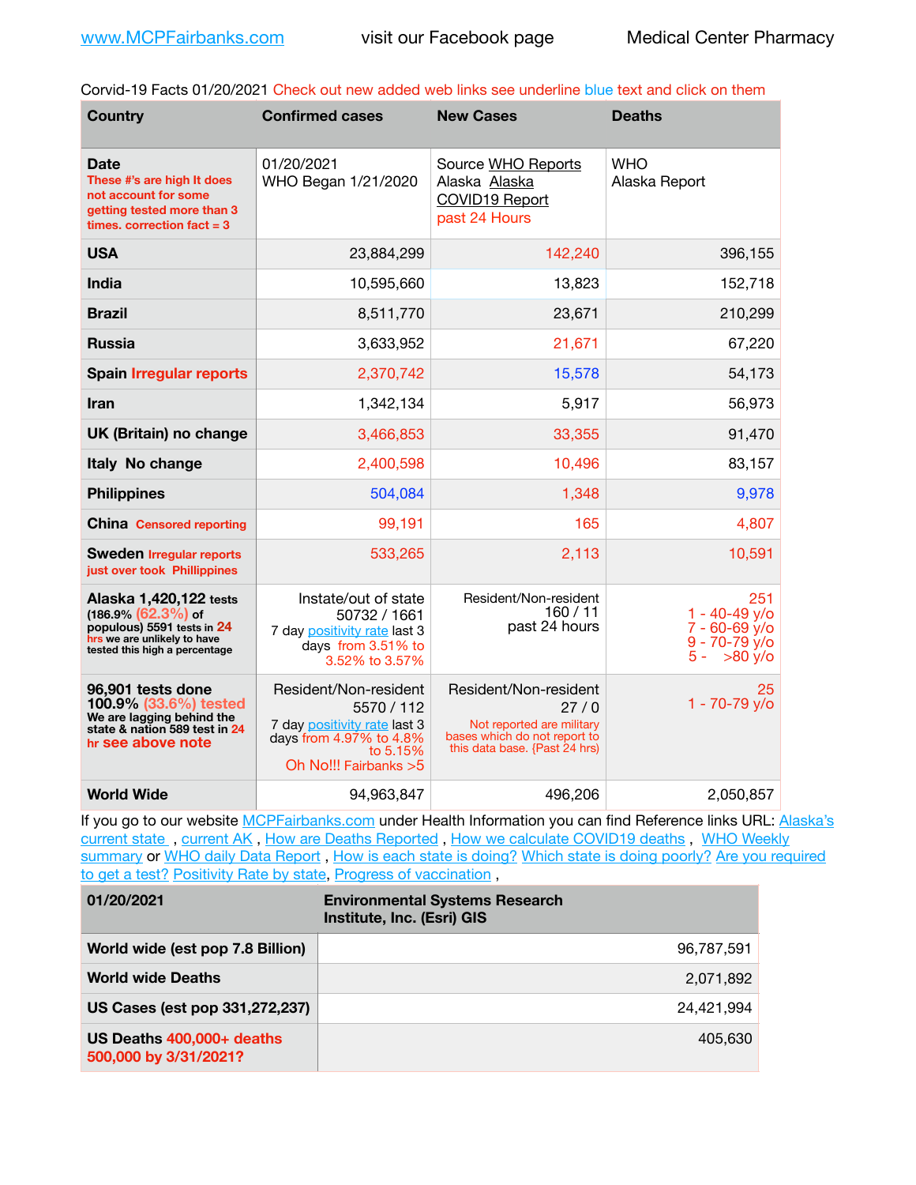www.MCPFairbanks.com visit our Facebook page Medical Center Pharmacy

Corvid-19 Facts 01/20/2021 Check out new added web links see underline blue text and click on them

| Country | Confirmed cases | New Cases | Deaths |
| --- | --- | --- | --- |
| **Date** These #'s are high It does not account for some getting tested more than 3 times. correction fact = 3 | 01/20/2021 WHO Began 1/21/2020 | Source WHO Reports Alaska Alaska COVID19 Report past 24 Hours | WHO Alaska Report |
| **USA** | 23,884,299 | 142,240 | 396,155 |
| **India** | 10,595,660 | 13,823 | 152,718 |
| **Brazil** | 8,511,770 | 23,671 | 210,299 |
| **Russia** | 3,633,952 | 21,671 | 67,220 |
| **Spain** Irregular reports | 2,370,742 | 15,578 | 54,173 |
| **Iran** | 1,342,134 | 5,917 | 56,973 |
| **UK (Britain) no change** | 3,466,853 | 33,355 | 91,470 |
| **Italy No change** | 2,400,598 | 10,496 | 83,157 |
| **Philippines** | 504,084 | 1,348 | 9,978 |
| **China** Censored reporting | 99,191 | 165 | 4,807 |
| **Sweden** Irregular reports just over took Phillippines | 533,265 | 2,113 | 10,591 |
| **Alaska 1,420,122 tests** (186.9% (62.3%) of populous) 5591 tests in 24 hrs we are unlikely to have tested this high a percentage | Instate/out of state 50732 / 1661 7 day positivity rate last 3 days from 3.51% to 3.52% to 3.57% | Resident/Non-resident 160 / 11 past 24 hours | 251 1 - 40-49 y/o 7 - 60-69 y/o 9 - 70-79 y/o 5 - >80 y/o |
| **96,901 tests done 100.9% (33.6%) tested** We are lagging behind the state & nation 589 test in 24 hr see above note | Resident/Non-resident 5570 / 112 7 day positivity rate last 3 days from 4.97% to 4.8% to 5.15% Oh No!!! Fairbanks >5 | Resident/Non-resident 27 / 0 Not reported are military bases which do not report to this data base. {Past 24 hrs) | 25 1 - 70-79 y/o |
| **World Wide** | 94,963,847 | 496,206 | 2,050,857 |

If you go to our website MCPFairbanks.com under Health Information you can find Reference links URL: Alaska's current state , current AK , How are Deaths Reported , How we calculate COVID19 deaths , WHO Weekly summary or WHO daily Data Report , How is each state is doing? Which state is doing poorly? Are you required to get a test? Positivity Rate by state, Progress of vaccination ,

| 01/20/2021 | Environmental Systems Research Institute, Inc. (Esri) GIS |
| --- | --- |
| **World wide (est pop 7.8 Billion)** | 96,787,591 |
| **World wide Deaths** | 2,071,892 |
| **US Cases (est pop 331,272,237)** | 24,421,994 |
| **US Deaths 400,000+ deaths 500,000 by 3/31/2021?** | 405,630 |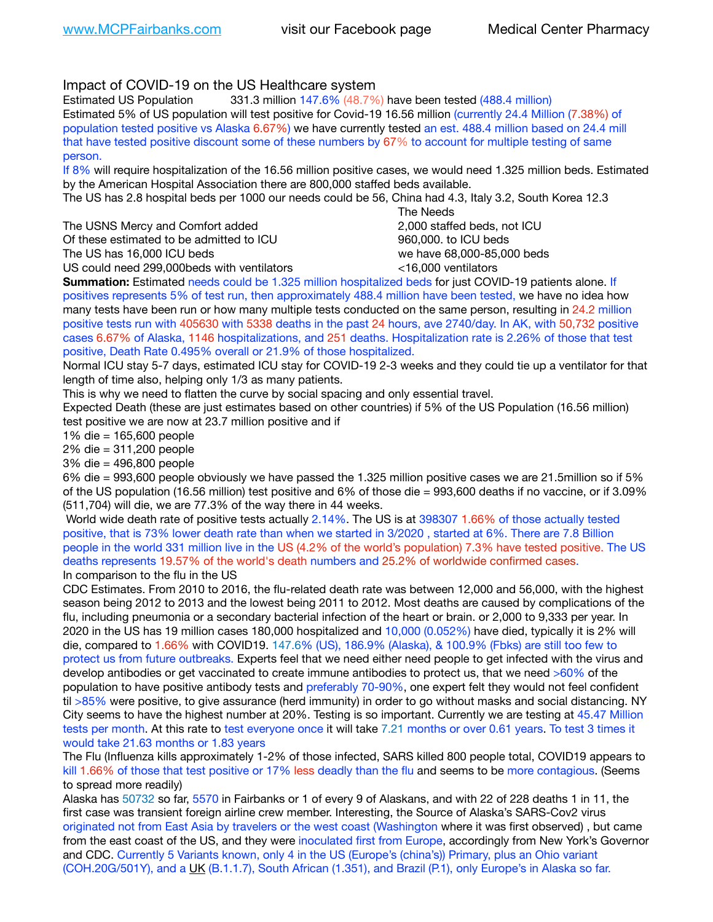Impact of COVID-19 on the US Healthcare system

Estimated US Population 331.3 million 147.6% (48.7%) have been tested (488.4 million)

Estimated 5% of US population will test positive for Covid-19 16.56 million (currently 24.4 Million (7.38%) of population tested positive vs Alaska 6.67%) we have currently tested an est. 488.4 million based on 24.4 mill that have tested positive discount some of these numbers by 67% to account for multiple testing of same person.

If 8% will require hospitalization of the 16.56 million positive cases, we would need 1.325 million beds. Estimated by the American Hospital Association there are 800,000 staffed beds available.

The US has 2.8 hospital beds per 1000 our needs could be 56, China had 4.3, Italy 3.2, South Korea 12.3

| | The Needs |
|---|---|
| The USNS Mercy and Comfort added | 2,000 staffed beds, not ICU |
| Of these estimated to be admitted to ICU | 960,000. to ICU beds |
| The US has 16,000 ICU beds | we have 68,000-85,000 beds |
| US could need 299,000beds with ventilators | <16,000 ventilators |

**Summation:** Estimated needs could be 1.325 million hospitalized beds for just COVID-19 patients alone. If positives represents 5% of test run, then approximately 488.4 million have been tested, we have no idea how many tests have been run or how many multiple tests conducted on the same person, resulting in 24.2 million positive tests run with 405630 with 5338 deaths in the past 24 hours, ave 2740/day. In AK, with 50,732 positive cases 6.67% of Alaska, 1146 hospitalizations, and 251 deaths. Hospitalization rate is 2.26% of those that test positive, Death Rate 0.495% overall or 21.9% of those hospitalized.

Normal ICU stay 5-7 days, estimated ICU stay for COVID-19 2-3 weeks and they could tie up a ventilator for that length of time also, helping only 1/3 as many patients.

This is why we need to flatten the curve by social spacing and only essential travel.

Expected Death (these are just estimates based on other countries) if 5% of the US Population (16.56 million) test positive we are now at 23.7 million positive and if

1% die = 165,600 people
2% die = 311,200 people
3% die = 496,800 people
6% die = 993,600 people obviously we have passed the 1.325 million positive cases we are 21.5million so if 5% of the US population (16.56 million) test positive and 6% of those die = 993,600 deaths if no vaccine, or if 3.09% (511,704) will die, we are 77.3% of the way there in 44 weeks.

World wide death rate of positive tests actually 2.14%. The US is at 398307 1.66% of those actually tested positive, that is 73% lower death rate than when we started in 3/2020 , started at 6%. There are 7.8 Billion people in the world 331 million live in the US (4.2% of the world's population) 7.3% have tested positive. The US deaths represents 19.57% of the world's death numbers and 25.2% of worldwide confirmed cases.

In comparison to the flu in the US

CDC Estimates. From 2010 to 2016, the flu-related death rate was between 12,000 and 56,000, with the highest season being 2012 to 2013 and the lowest being 2011 to 2012. Most deaths are caused by complications of the flu, including pneumonia or a secondary bacterial infection of the heart or brain. or 2,000 to 9,333 per year. In 2020 in the US has 19 million cases 180,000 hospitalized and 10,000 (0.052%) have died, typically it is 2% will die, compared to 1.66% with COVID19. 147.6% (US), 186.9% (Alaska), & 100.9% (Fbks) are still too few to protect us from future outbreaks. Experts feel that we need either need people to get infected with the virus and develop antibodies or get vaccinated to create immune antibodies to protect us, that we need >60% of the population to have positive antibody tests and preferably 70-90%, one expert felt they would not feel confident til >85% were positive, to give assurance (herd immunity) in order to go without masks and social distancing. NY City seems to have the highest number at 20%. Testing is so important. Currently we are testing at 45.47 Million tests per month. At this rate to test everyone once it will take 7.21 months or over 0.61 years. To test 3 times it would take 21.63 months or 1.83 years

The Flu (Influenza kills approximately 1-2% of those infected, SARS killed 800 people total, COVID19 appears to kill 1.66% of those that test positive or 17% less deadly than the flu and seems to be more contagious. (Seems to spread more readily)

Alaska has 50732 so far, 5570 in Fairbanks or 1 of every 9 of Alaskans, and with 22 of 228 deaths 1 in 11, the first case was transient foreign airline crew member. Interesting, the Source of Alaska's SARS-Cov2 virus originated not from East Asia by travelers or the west coast (Washington where it was first observed) , but came from the east coast of the US, and they were inoculated first from Europe, accordingly from New York's Governor and CDC. Currently 5 Variants known, only 4 in the US (Europe's (china's)) Primary, plus an Ohio variant (COH.20G/501Y), and a UK (B.1.1.7), South African (1.351), and Brazil (P.1), only Europe's in Alaska so far.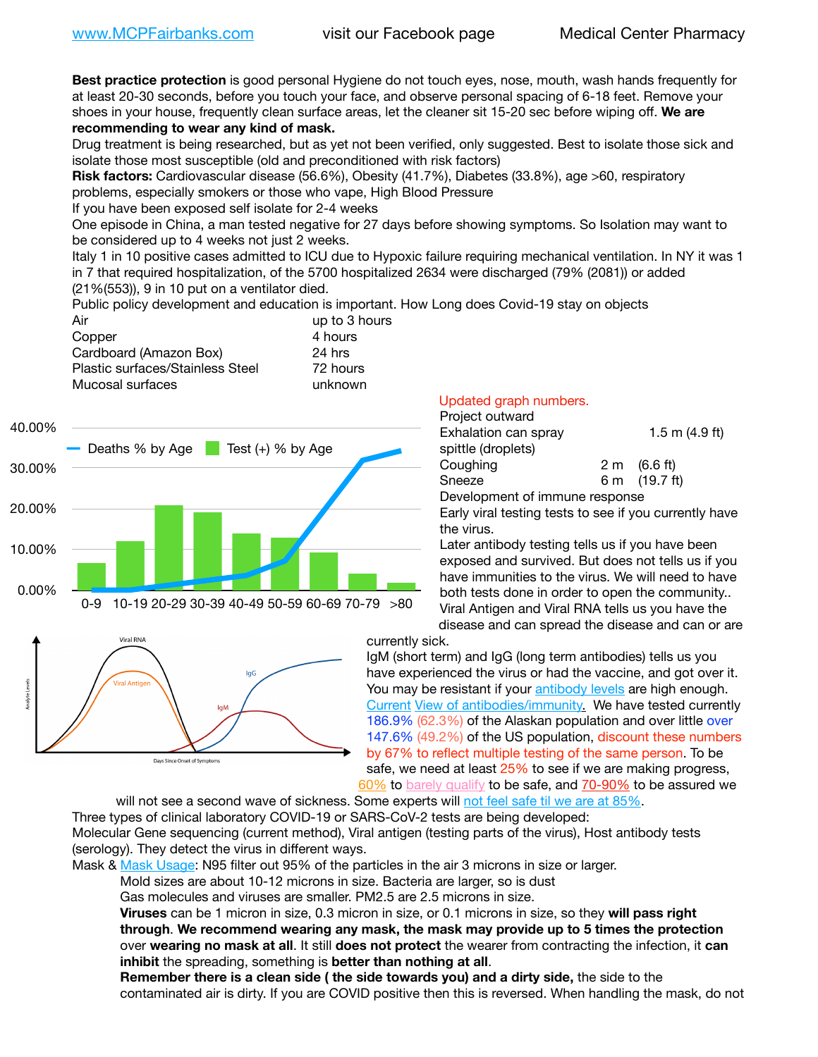www.MCPFairbanks.com visit our Facebook page Medical Center Pharmacy

**Best practice protection** is good personal Hygiene do not touch eyes, nose, mouth, wash hands frequently for at least 20-30 seconds, before you touch your face, and observe personal spacing of 6-18 feet. Remove your shoes in your house, frequently clean surface areas, let the cleaner sit 15-20 sec before wiping off. **We are recommending to wear any kind of mask.**

Drug treatment is being researched, but as yet not been verified, only suggested. Best to isolate those sick and isolate those most susceptible (old and preconditioned with risk factors)

**Risk factors:** Cardiovascular disease (56.6%), Obesity (41.7%), Diabetes (33.8%), age >60, respiratory problems, especially smokers or those who vape, High Blood Pressure

If you have been exposed self isolate for 2-4 weeks

One episode in China, a man tested negative for 27 days before showing symptoms. So Isolation may want to be considered up to 4 weeks not just 2 weeks.

Italy 1 in 10 positive cases admitted to ICU due to Hypoxic failure requiring mechanical ventilation. In NY it was 1 in 7 that required hospitalization, of the 5700 hospitalized 2634 were discharged (79% (2081)) or added (21%(553)), 9 in 10 put on a ventilator died.

Public policy development and education is important. How Long does Covid-19 stay on objects

| | |
|---|---|
| Air | up to 3 hours |
| Copper | 4 hours |
| Cardboard (Amazon Box) | 24 hrs |
| Plastic surfaces/Stainless Steel | 72 hours |
| Mucosal surfaces | unknown |

Updated graph numbers.

Project outward

| | | |
|---|---|---|
| Exhalation can spray spittle (droplets) | 1.5 m | (4.9 ft) |
| Coughing | 2 m | (6.6 ft) |
| Sneeze | 6 m | (19.7 ft) |

Development of immune response

Early viral testing tests to see if you currently have the virus.

Later antibody testing tells us if you have been exposed and survived. But does not tells us if you have immunities to the virus. We will need to have both tests done in order to open the community..

Viral Antigen and Viral RNA tells us you have the disease and can spread the disease and can or are currently sick.

IgM (short term) and IgG (long term antibodies) tells us you have experienced the virus or had the vaccine, and got over it. You may be resistant if your antibody levels are high enough. Current View of antibodies/immunity. We have tested currently 186.9% (62.3%) of the Alaskan population and over little over 147.6% (49.2%) of the US population, discount these numbers by 67% to reflect multiple testing of the same person. To be safe, we need at least 25% to see if we are making progress, 60% to barely qualify to be safe, and 70-90% to be assured we will not see a second wave of sickness. Some experts will not feel safe til we are at 85%.

Three types of clinical laboratory COVID-19 or SARS-CoV-2 tests are being developed:

Molecular Gene sequencing (current method), Viral antigen (testing parts of the virus), Host antibody tests (serology). They detect the virus in different ways.

Mask & Mask Usage: N95 filter out 95% of the particles in the air 3 microns in size or larger.

Mold sizes are about 10-12 microns in size. Bacteria are larger, so is dust

Gas molecules and viruses are smaller. PM2.5 are 2.5 microns in size.

**Viruses** can be 1 micron in size, 0.3 micron in size, or 0.1 microns in size, so they **will pass right through**. **We recommend wearing any mask, the mask may provide up to 5 times the protection** over **wearing no mask at all**. It still **does not protect** the wearer from contracting the infection, it **can inhibit** the spreading, something is **better than nothing at all**.

**Remember there is a clean side ( the side towards you) and a dirty side,** the side to the contaminated air is dirty. If you are COVID positive then this is reversed. When handling the mask, do not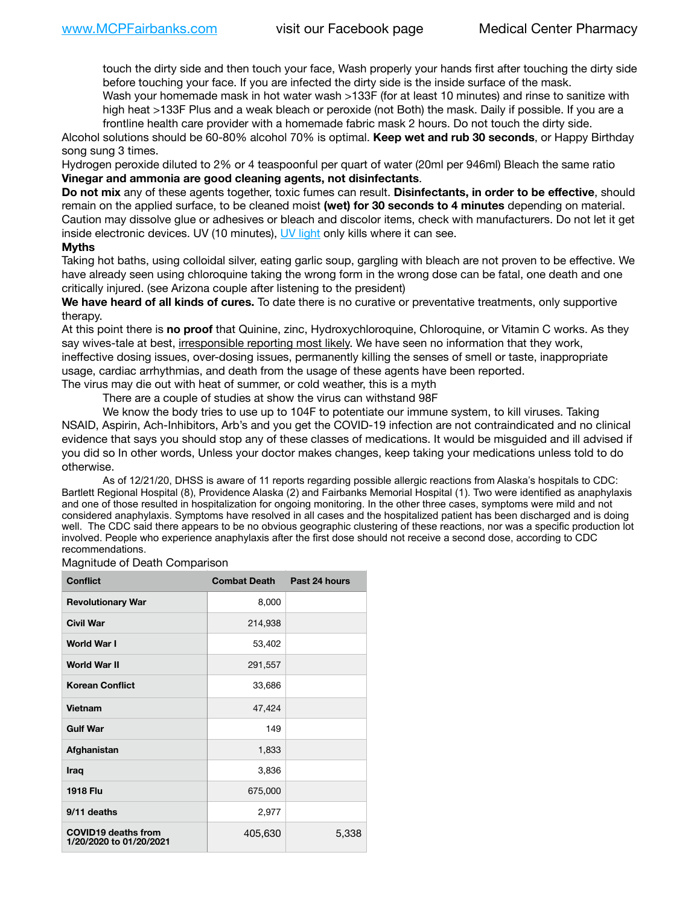touch the dirty side and then touch your face, Wash properly your hands first after touching the dirty side before touching your face. If you are infected the dirty side is the inside surface of the mask.

Wash your homemade mask in hot water wash >133F (for at least 10 minutes) and rinse to sanitize with high heat >133F Plus and a weak bleach or peroxide (not Both) the mask. Daily if possible. If you are a frontline health care provider with a homemade fabric mask 2 hours. Do not touch the dirty side.

Alcohol solutions should be 60-80% alcohol 70% is optimal. **Keep wet and rub 30 seconds**, or Happy Birthday song sung 3 times.

Hydrogen peroxide diluted to 2% or 4 teaspoonful per quart of water (20ml per 946ml) Bleach the same ratio **Vinegar and ammonia are good cleaning agents, not disinfectants**.

**Do not mix** any of these agents together, toxic fumes can result. **Disinfectants, in order to be effective**, should remain on the applied surface, to be cleaned moist **(wet) for 30 seconds to 4 minutes** depending on material. Caution may dissolve glue or adhesives or bleach and discolor items, check with manufacturers. Do not let it get inside electronic devices. UV (10 minutes), UV light only kills where it can see.

**Myths**

Taking hot baths, using colloidal silver, eating garlic soup, gargling with bleach are not proven to be effective. We have already seen using chloroquine taking the wrong form in the wrong dose can be fatal, one death and one critically injured. (see Arizona couple after listening to the president)

**We have heard of all kinds of cures.** To date there is no curative or preventative treatments, only supportive therapy.

At this point there is **no proof** that Quinine, zinc, Hydroxychloroquine, Chloroquine, or Vitamin C works. As they say wives-tale at best, irresponsible reporting most likely. We have seen no information that they work, ineffective dosing issues, over-dosing issues, permanently killing the senses of smell or taste, inappropriate usage, cardiac arrhythmias, and death from the usage of these agents have been reported.

The virus may die out with heat of summer, or cold weather, this is a myth

There are a couple of studies at show the virus can withstand 98F

We know the body tries to use up to 104F to potentiate our immune system, to kill viruses. Taking NSAID, Aspirin, Ach-Inhibitors, Arb's and you get the COVID-19 infection are not contraindicated and no clinical evidence that says you should stop any of these classes of medications. It would be misguided and ill advised if you did so In other words, Unless your doctor makes changes, keep taking your medications unless told to do otherwise.

As of 12/21/20, DHSS is aware of 11 reports regarding possible allergic reactions from Alaska's hospitals to CDC: Bartlett Regional Hospital (8), Providence Alaska (2) and Fairbanks Memorial Hospital (1). Two were identified as anaphylaxis and one of those resulted in hospitalization for ongoing monitoring. In the other three cases, symptoms were mild and not considered anaphylaxis. Symptoms have resolved in all cases and the hospitalized patient has been discharged and is doing well. The CDC said there appears to be no obvious geographic clustering of these reactions, nor was a specific production lot involved. People who experience anaphylaxis after the first dose should not receive a second dose, according to CDC recommendations.

Magnitude of Death Comparison

| Conflict | Combat Death | Past 24 hours |
|---|---|---|
| Revolutionary War | 8,000 | |
| Civil War | 214,938 | |
| World War I | 53,402 | |
| World War II | 291,557 | |
| Korean Conflict | 33,686 | |
| Vietnam | 47,424 | |
| Gulf War | 149 | |
| Afghanistan | 1,833 | |
| Iraq | 3,836 | |
| 1918 Flu | 675,000 | |
| 9/11 deaths | 2,977 | |
| COVID19 deaths from 1/20/2020 to 01/20/2021 | 405,630 | 5,338 |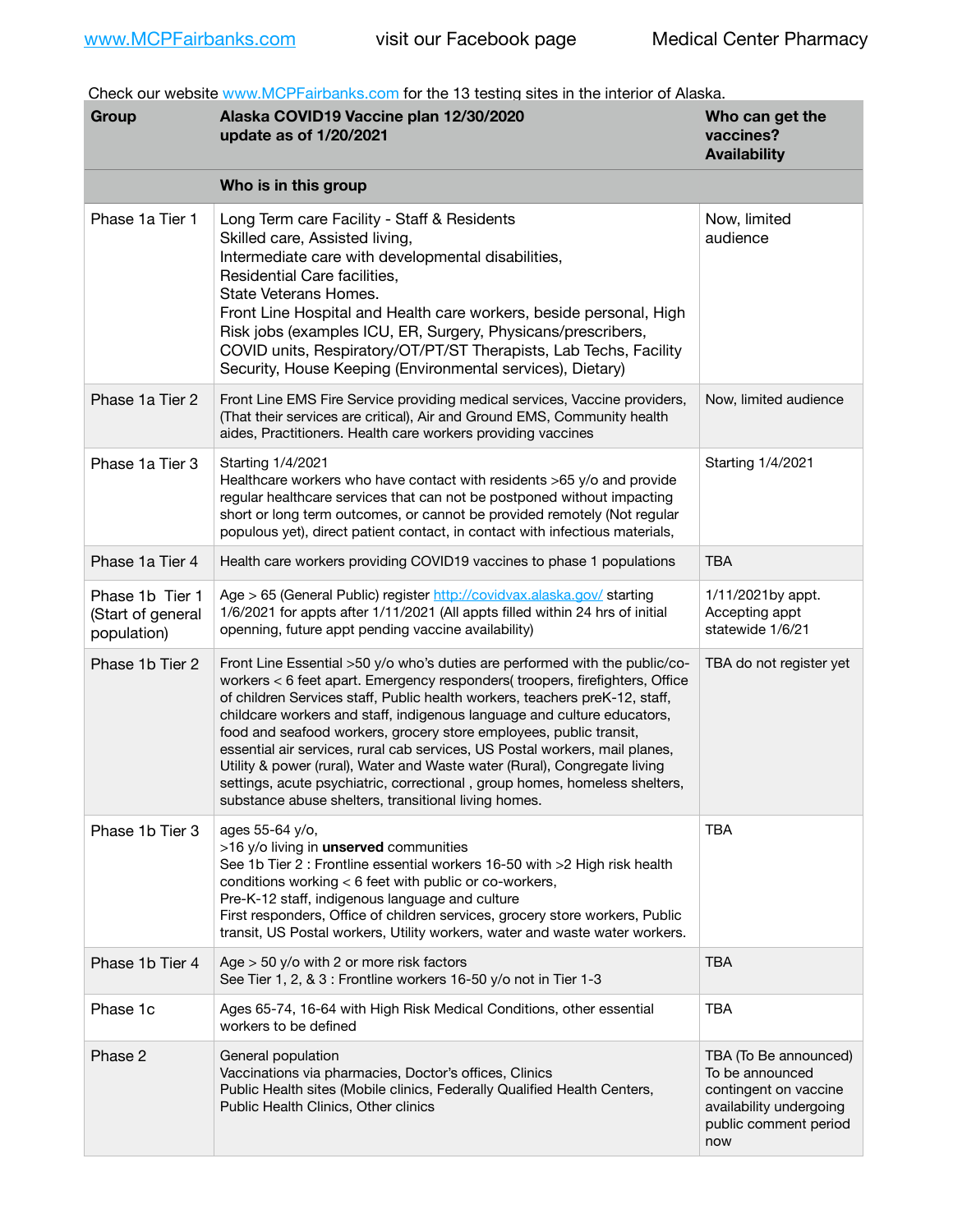Check our website www.MCPFairbanks.com for the 13 testing sites in the interior of Alaska.

| Group | Alaska COVID19 Vaccine plan 12/30/2020 update as of 1/20/2021 | Who can get the vaccines? Availability |
|---|---|---|
| | **Who is in this group** | |
| Phase 1a Tier 1 | Long Term care Facility - Staff & Residents<br>Skilled care, Assisted living,<br>Intermediate care with developmental disabilities,<br>Residential Care facilities,<br>State Veterans Homes.<br>Front Line Hospital and Health care workers, beside personal, High Risk jobs (examples ICU, ER, Surgery, Physcans/prescribers, COVID units, Respiratory/OT/PT/ST Therapists, Lab Techs, Facility Security, House Keeping (Environmental services), Dietary) | Now, limited audience |
| Phase 1a Tier 2 | Front Line EMS Fire Service providing medical services, Vaccine providers, (That their services are critical), Air and Ground EMS, Community health aides, Practitioners. Health care workers providing vaccines | Now, limited audience |
| Phase 1a Tier 3 | Starting 1/4/2021<br>Healthcare workers who have contact with residents >65 y/o and provide regular healthcare services that can not be postponed without impacting short or long term outcomes, or cannot be provided remotely (Not regular populous yet), direct patient contact, in contact with infectious materials, | Starting 1/4/2021 |
| Phase 1a Tier 4 | Health care workers providing COVID19 vaccines to phase 1 populations | TBA |
| Phase 1b Tier 1 (Start of general population) | Age > 65 (General Public) register http://covidvax.alaska.gov/ starting 1/6/2021 for appts after 1/11/2021 (All appts filled within 24 hrs of initial openning, future appt pending vaccine availability) | 1/11/2021by appt. Accepting appt statewide 1/6/21 |
| Phase 1b Tier 2 | Front Line Essential >50 y/o who's duties are performed with the public/co-workers < 6 feet apart. Emergency responders( troopers, firefighters, Office of children Services staff, Public health workers, teachers preK-12, staff, childcare workers and staff, indigenous language and culture educators, food and seafood workers, grocery store employees, public transit, essential air services, rural cab services, US Postal workers, mail planes, Utility & power (rural), Water and Waste water (Rural), Congregate living settings, acute psychiatric, correctional , group homes, homeless shelters, substance abuse shelters, transitional living homes. | TBA do not register yet |
| Phase 1b Tier 3 | ages 55-64 y/o,<br>>16 y/o living in **unserved** communities<br>See 1b Tier 2 : Frontline essential workers 16-50 with >2 High risk health conditions working < 6 feet with public or co-workers,<br>Pre-K-12 staff, indigenous language and culture<br>First responders, Office of children services, grocery store workers, Public transit, US Postal workers, Utility workers, water and waste water workers. | TBA |
| Phase 1b Tier 4 | Age > 50 y/o with 2 or more risk factors<br>See Tier 1, 2, & 3 : Frontline workers 16-50 y/o not in Tier 1-3 | TBA |
| Phase 1c | Ages 65-74, 16-64 with High Risk Medical Conditions, other essential workers to be defined | TBA |
| Phase 2 | General population<br>Vaccinations via pharmacies, Doctor's offices, Clinics<br>Public Health sites (Mobile clinics, Federally Qualified Health Centers, Public Health Clinics, Other clinics | TBA (To Be announced) To be announced contingent on vaccine availability undergoing public comment period now |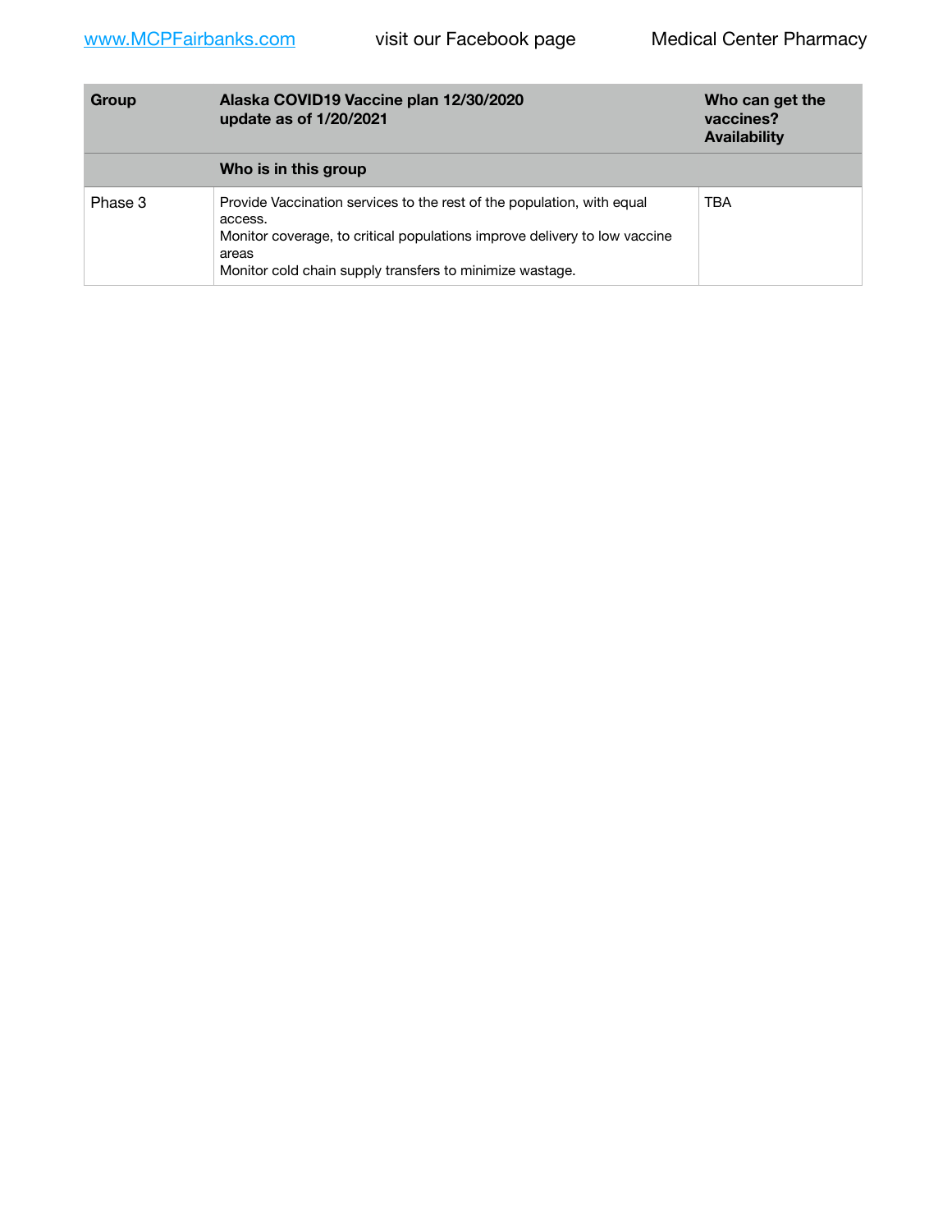| Group | Alaska COVID19 Vaccine plan 12/30/2020 update as of 1/20/2021 | Who can get the vaccines? Availability |
|---|---|---|
| | **Who is in this group** | |
| Phase 3 | Provide Vaccination services to the rest of the population, with equal access.<br>Monitor coverage, to critical populations improve delivery to low vaccine areas<br>Monitor cold chain supply transfers to minimize wastage. | TBA |